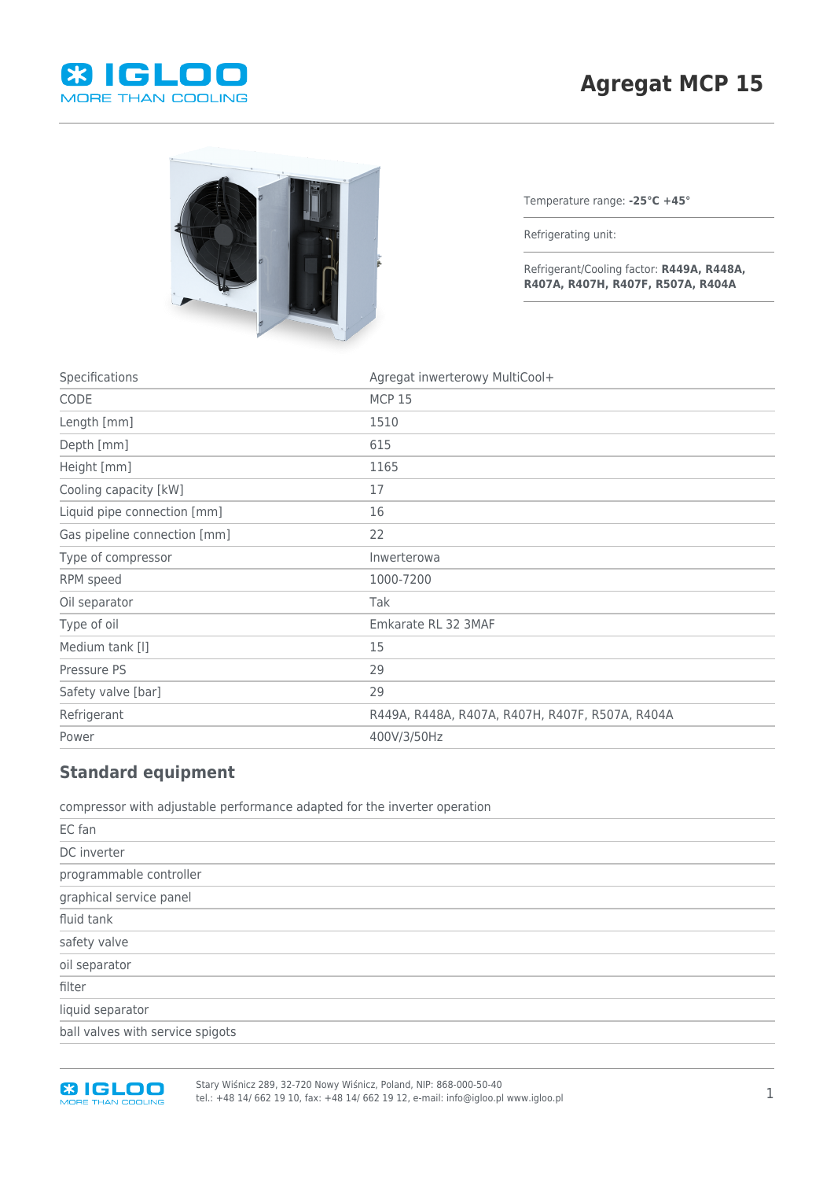# Agregat MCP 15

Temperature range: **-25°C +45°**

Refrigerating unit:

Refrigerant/Cooling factor: **R449A, R448A, R407A, R407H, R407F, R507A, R404A**

| Specifications | Agregat inwerterowy MultiCool+ |
| --- | --- |
| CODE | MCP 15 |
| Length [mm] | 1510 |
| Depth [mm] | 615 |
| Height [mm] | 1165 |
| Cooling capacity [kW] | 17 |
| Liquid pipe connection [mm] | 16 |
| Gas pipeline connection [mm] | 22 |
| Type of compressor | Inwerterowa |
| RPM speed | 1000-7200 |
| Oil separator | Tak |
| Type of oil | Emkarate RL 32 3MAF |
| Medium tank [l] | 15 |
| Pressure PS | 29 |
| Safety valve [bar] | 29 |
| Refrigerant | R449A, R448A, R407A, R407H, R407F, R507A, R404A |
| Power | 400V/3/50Hz |

## Standard equipment

- compressor with adjustable performance adapted for the inverter operation
- EC fan
- DC inverter
- programmable controller
- graphical service panel
- fluid tank
- safety valve
- oil separator
- filter
- liquid separator
- ball valves with service spigots

Stary Wiśnicz 289, 32-720 Nowy Wiśnicz, Poland, NIP: 868-000-50-40
tel.: +48 14/ 662 19 10, fax: +48 14/ 662 19 12, e-mail: info@igloo.pl www.igloo.pl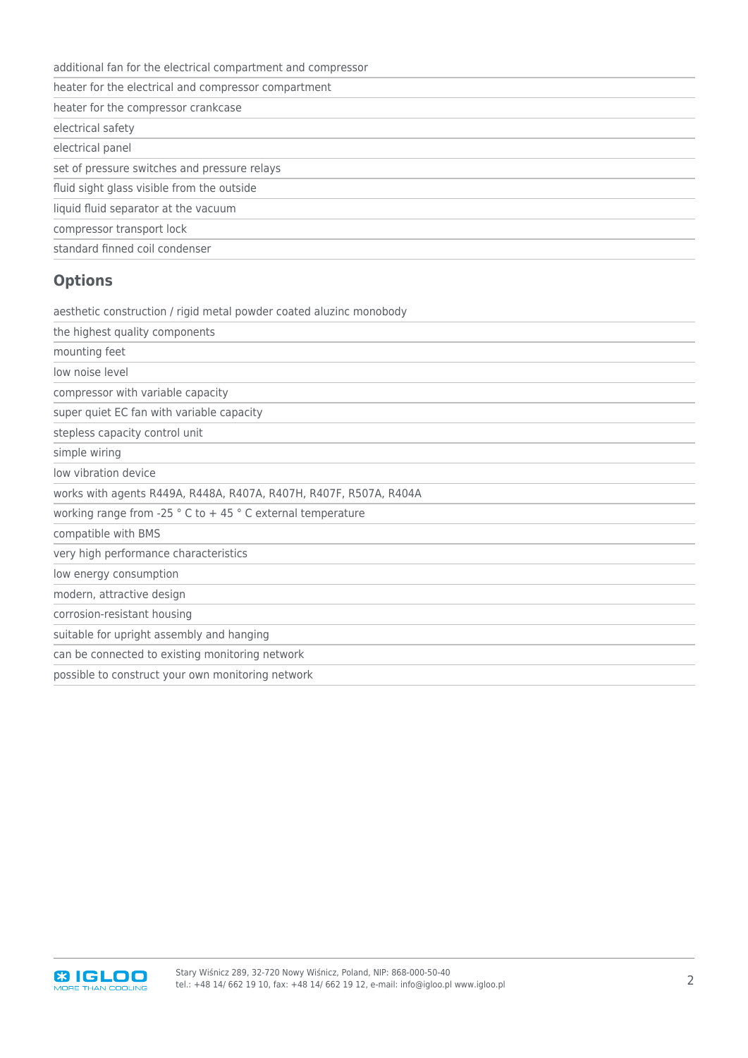additional fan for the electrical compartment and compressor

heater for the electrical and compressor compartment

heater for the compressor crankcase

electrical safety

electrical panel

set of pressure switches and pressure relays

fluid sight glass visible from the outside

liquid fluid separator at the vacuum

compressor transport lock

standard finned coil condenser

## Options

aesthetic construction / rigid metal powder coated aluzinc monobody

the highest quality components

mounting feet

low noise level

compressor with variable capacity

super quiet EC fan with variable capacity

stepless capacity control unit

simple wiring

low vibration device

works with agents R449A, R448A, R407A, R407H, R407F, R507A, R404A

working range from -25 ° C to + 45 ° C external temperature

compatible with BMS

very high performance characteristics

low energy consumption

modern, attractive design

corrosion-resistant housing

suitable for upright assembly and hanging

can be connected to existing monitoring network

possible to construct your own monitoring network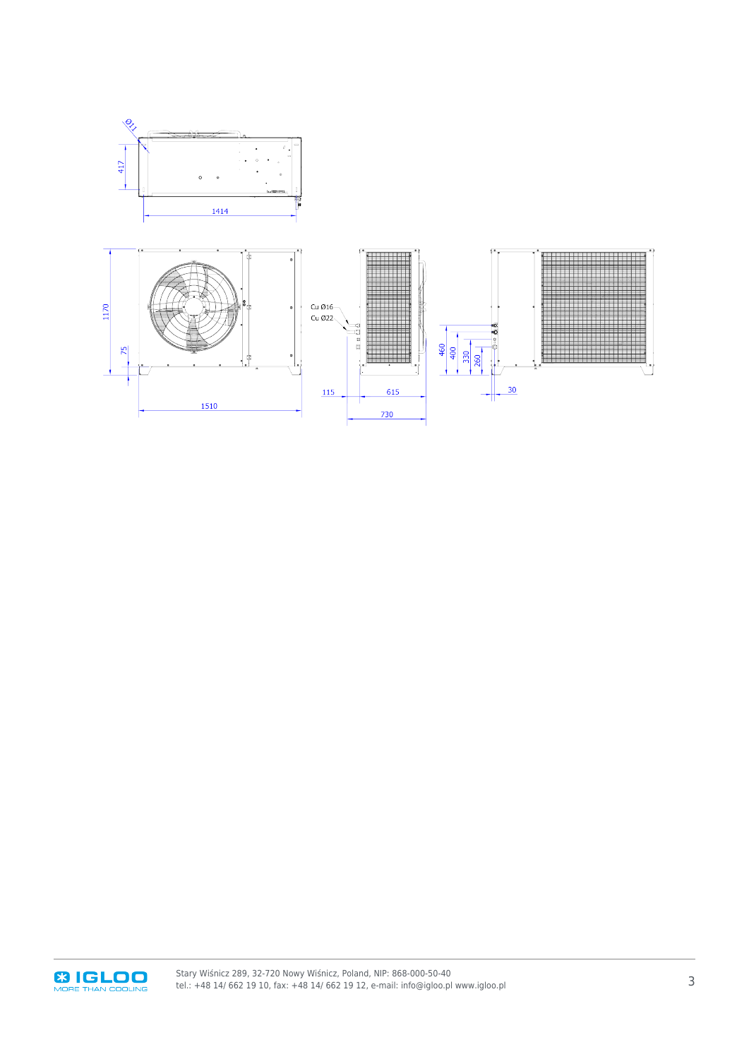Ø11

417

1414

1170

75

1510

Cu Ø16

Cu Ø22

115

615

730

460

400

330

260

30